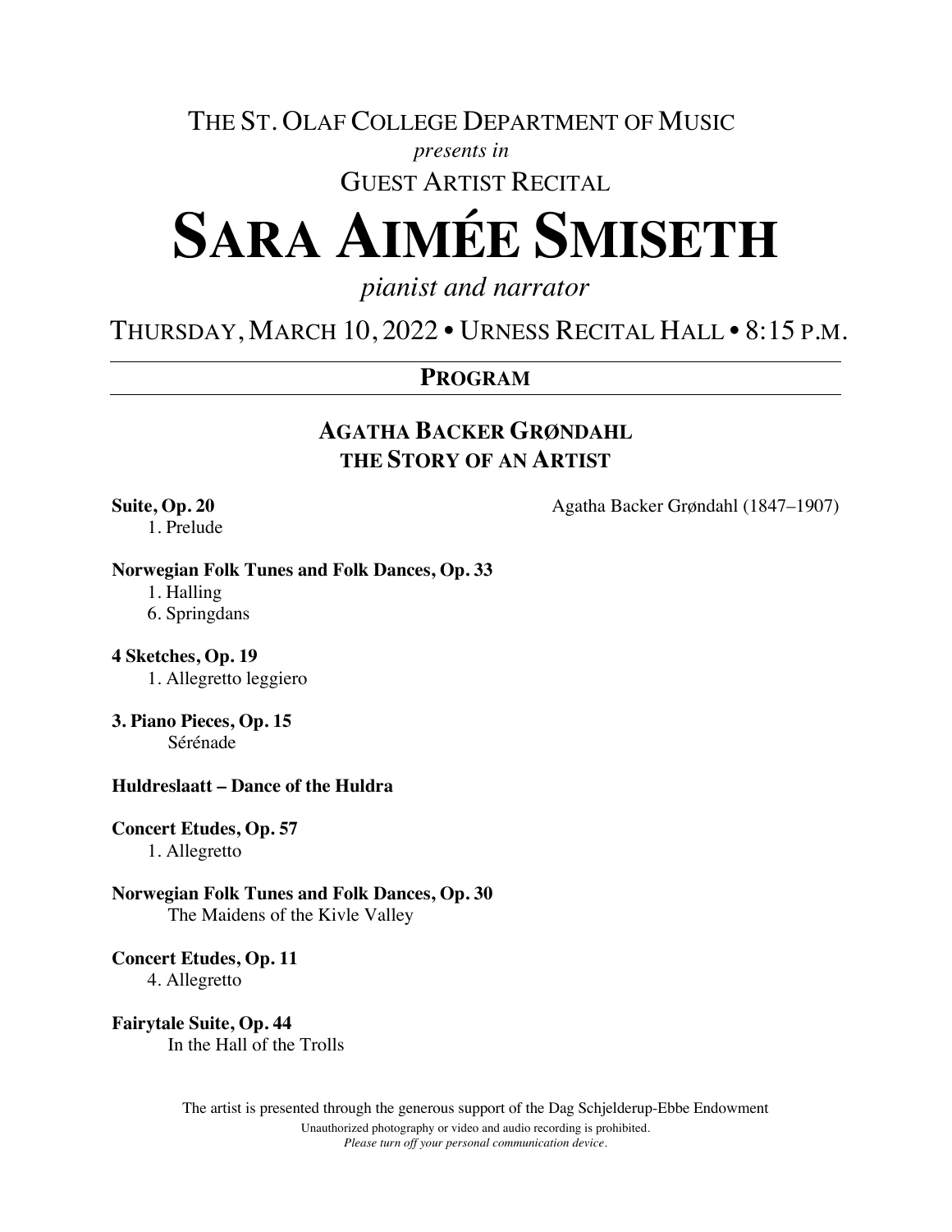THE ST. OLAF COLLEGE DEPARTMENT OF MUSIC

*presents in*

GUEST ARTIST RECITAL

# SARA AIMÉE SMISETH

*pianist and narrator*

THURSDAY, MARCH 10, 2022 • URNESS RECITAL HALL • 8:15 P.M.

---

## PROGRAM

---

### AGATHA BACKER GRØNDAHL
### THE STORY OF AN ARTIST

**Suite, Op. 20** — Agatha Backer Grøndahl (1847–1907)
 1. Prelude

**Norwegian Folk Tunes and Folk Dances, Op. 33**
 1. Halling
 6. Springdans

**4 Sketches, Op. 19**
 1. Allegretto leggiero

**3. Piano Pieces, Op. 15**
 Sérénade

**Huldreslaatt – Dance of the Huldra**

**Concert Etudes, Op. 57**
 1. Allegretto

**Norwegian Folk Tunes and Folk Dances, Op. 30**
 The Maidens of the Kivle Valley

**Concert Etudes, Op. 11**
 4. Allegretto

**Fairytale Suite, Op. 44**
 In the Hall of the Trolls

The artist is presented through the generous support of the Dag Schjelderup-Ebbe Endowment

Unauthorized photography or video and audio recording is prohibited.

*Please turn off your personal communication device.*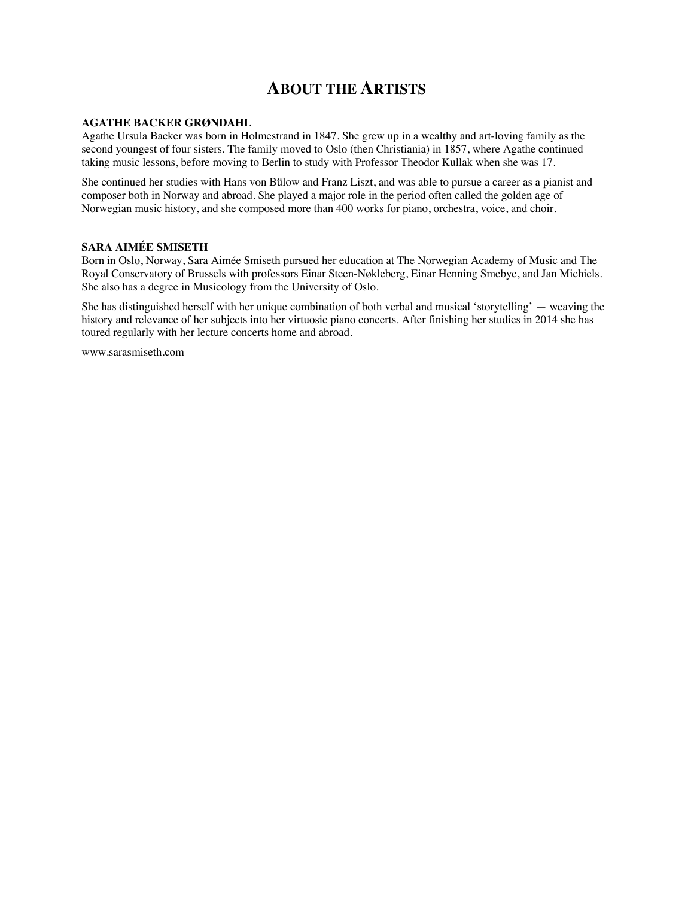# ABOUT THE ARTISTS

**AGATHE BACKER GRØNDAHL**

Agathe Ursula Backer was born in Holmestrand in 1847. She grew up in a wealthy and art-loving family as the second youngest of four sisters. The family moved to Oslo (then Christiania) in 1857, where Agathe continued taking music lessons, before moving to Berlin to study with Professor Theodor Kullak when she was 17.

She continued her studies with Hans von Bülow and Franz Liszt, and was able to pursue a career as a pianist and composer both in Norway and abroad. She played a major role in the period often called the golden age of Norwegian music history, and she composed more than 400 works for piano, orchestra, voice, and choir.

**SARA AIMÉE SMISETH**

Born in Oslo, Norway, Sara Aimée Smiseth pursued her education at The Norwegian Academy of Music and The Royal Conservatory of Brussels with professors Einar Steen-Nøkleberg, Einar Henning Smebye, and Jan Michiels. She also has a degree in Musicology from the University of Oslo.

She has distinguished herself with her unique combination of both verbal and musical 'storytelling' — weaving the history and relevance of her subjects into her virtuosic piano concerts. After finishing her studies in 2014 she has toured regularly with her lecture concerts home and abroad.

www.sarasmiseth.com